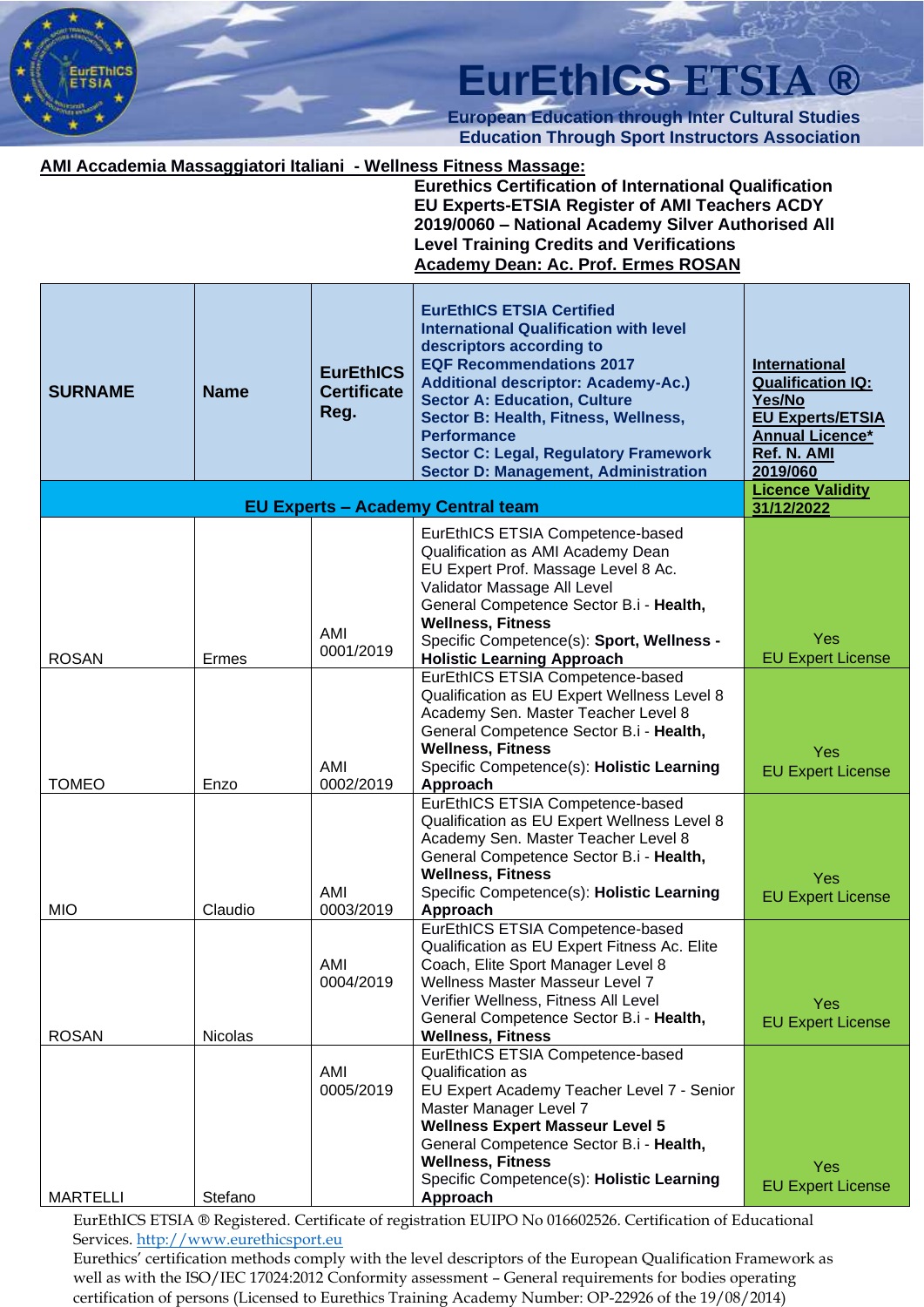# EurEthICS ETSIA ®

**European Education through Inter Cultural Studies**
**Education Through Sport Instructors Association**

**AMI Accademia Massaggiatori Italiani - Wellness Fitness Massage:**

**Eurethics Certification of International Qualification**
**EU Experts-ETSIA Register of AMI Teachers ACDY 2019/0060 – National Academy Silver Authorised All Level Training Credits and Verifications**
**Academy Dean: Ac. Prof. Ermes ROSAN**

| SURNAME | Name | EurEthICS Certificate Reg. | EurEthICS ETSIA Certified International Qualification with level descriptors according to EQF Recommendations 2017 Additional descriptor: Academy-Ac.) Sector A: Education, Culture Sector B: Health, Fitness, Wellness, Performance Sector C: Legal, Regulatory Framework Sector D: Management, Administration | International Qualification IQ: Yes/No EU Experts/ETSIA Annual Licence* Ref. N. AMI 2019/060 |
|---|---|---|---|---|
| **EU Experts – Academy Central team** | | | | **Licence Validity 31/12/2022** |
| ROSAN | Ermes | AMI 0001/2019 | EurEthICS ETSIA Competence-based Qualification as AMI Academy Dean EU Expert Prof. Massage Level 8 Ac. Validator Massage All Level General Competence Sector B.i - **Health, Wellness, Fitness** Specific Competence(s): **Sport, Wellness - Holistic Learning Approach** | Yes EU Expert License |
| TOMEO | Enzo | AMI 0002/2019 | EurEthICS ETSIA Competence-based Qualification as EU Expert Wellness Level 8 Academy Sen. Master Teacher Level 8 General Competence Sector B.i - **Health, Wellness, Fitness** Specific Competence(s): **Holistic Learning Approach** | Yes EU Expert License |
| MIO | Claudio | AMI 0003/2019 | EurEthICS ETSIA Competence-based Qualification as EU Expert Wellness Level 8 Academy Sen. Master Teacher Level 8 General Competence Sector B.i - **Health, Wellness, Fitness** Specific Competence(s): **Holistic Learning Approach** | Yes EU Expert License |
| ROSAN | Nicolas | AMI 0004/2019 | EurEthICS ETSIA Competence-based Qualification as EU Expert Fitness Ac. Elite Coach, Elite Sport Manager Level 8 Wellness Master Masseur Level 7 Verifier Wellness, Fitness All Level General Competence Sector B.i - **Health, Wellness, Fitness** | Yes EU Expert License |
| MARTELLI | Stefano | AMI 0005/2019 | EurEthICS ETSIA Competence-based Qualification as EU Expert Academy Teacher Level 7 - Senior Master Manager Level 7 **Wellness Expert Masseur Level 5** General Competence Sector B.i - **Health, Wellness, Fitness** Specific Competence(s): **Holistic Learning Approach** | Yes EU Expert License |

EurEthICS ETSIA ® Registered. Certificate of registration EUIPO No 016602526. Certification of Educational Services. http://www.eurethicsport.eu
Eurethics' certification methods comply with the level descriptors of the European Qualification Framework as well as with the ISO/IEC 17024:2012 Conformity assessment – General requirements for bodies operating certification of persons (Licensed to Eurethics Training Academy Number: OP-22926 of the 19/08/2014)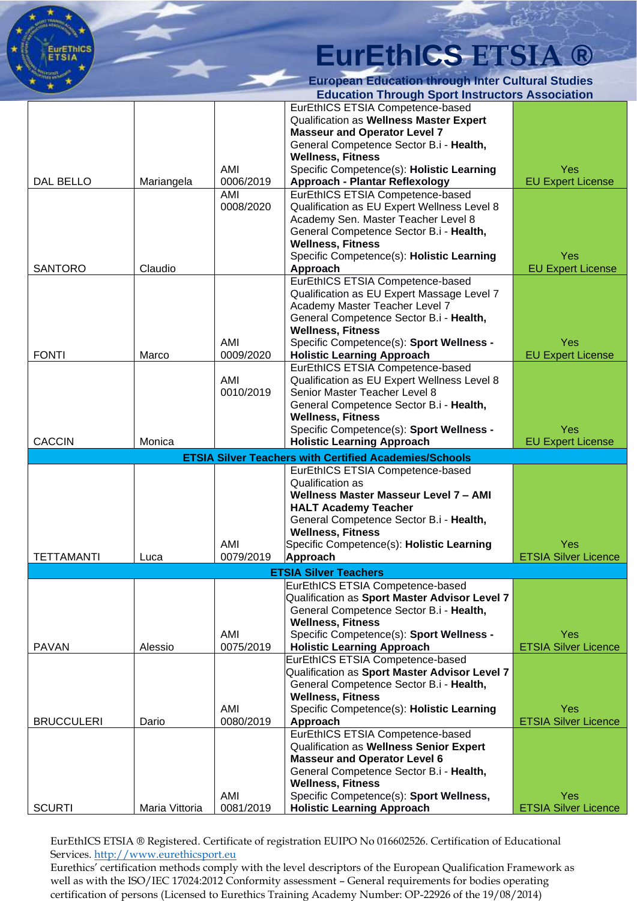| DAL BELLO | Mariangela | AMI 0006/2019 | EurEthICS ETSIA Competence-based Qualification as **Wellness Master Expert Masseur and Operator Level 7** General Competence Sector B.i - **Health, Wellness, Fitness** Specific Competence(s): **Holistic Learning Approach - Plantar Reflexology** | Yes EU Expert License |
|---|---|---|---|---|
| SANTORO | Claudio | AMI 0008/2020 | EurEthICS ETSIA Competence-based Qualification as EU Expert Wellness Level 8 Academy Sen. Master Teacher Level 8 General Competence Sector B.i - **Health, Wellness, Fitness** Specific Competence(s): **Holistic Learning Approach** | Yes EU Expert License |
| FONTI | Marco | AMI 0009/2020 | EurEthICS ETSIA Competence-based Qualification as EU Expert Massage Level 7 Academy Master Teacher Level 7 General Competence Sector B.i - **Health, Wellness, Fitness** Specific Competence(s): **Sport Wellness - Holistic Learning Approach** | Yes EU Expert License |
| CACCIN | Monica | AMI 0010/2019 | EurEthICS ETSIA Competence-based Qualification as EU Expert Wellness Level 8 Senior Master Teacher Level 8 General Competence Sector B.i - **Health, Wellness, Fitness** Specific Competence(s): **Sport Wellness - Holistic Learning Approach** | Yes EU Expert License |
| **ETSIA Silver Teachers with Certified Academies/Schools** | | | | |
| TETTAMANTI | Luca | AMI 0079/2019 | EurEthICS ETSIA Competence-based Qualification as **Wellness Master Masseur Level 7 – AMI HALT Academy Teacher** General Competence Sector B.i - **Health, Wellness, Fitness** Specific Competence(s): **Holistic Learning Approach** | Yes ETSIA Silver Licence |
| **ETSIA Silver Teachers** | | | | |
| PAVAN | Alessio | AMI 0075/2019 | EurEthICS ETSIA Competence-based Qualification as **Sport Master Advisor Level 7** General Competence Sector B.i - **Health, Wellness, Fitness** Specific Competence(s): **Sport Wellness - Holistic Learning Approach** | Yes ETSIA Silver Licence |
| BRUCCULERI | Dario | AMI 0080/2019 | EurEthICS ETSIA Competence-based Qualification as **Sport Master Advisor Level 7** General Competence Sector B.i - **Health, Wellness, Fitness** Specific Competence(s): **Holistic Learning Approach** | Yes ETSIA Silver Licence |
| SCURTI | Maria Vittoria | AMI 0081/2019 | EurEthICS ETSIA Competence-based Qualification as **Wellness Senior Expert Masseur and Operator Level 6** General Competence Sector B.i - **Health, Wellness, Fitness** Specific Competence(s): **Sport Wellness, Holistic Learning Approach** | Yes ETSIA Silver Licence |

EurEthICS ETSIA ® Registered. Certificate of registration EUIPO No 016602526. Certification of Educational Services. http://www.eurethicsport.eu

Eurethics' certification methods comply with the level descriptors of the European Qualification Framework as well as with the ISO/IEC 17024:2012 Conformity assessment – General requirements for bodies operating certification of persons (Licensed to Eurethics Training Academy Number: OP-22926 of the 19/08/2014)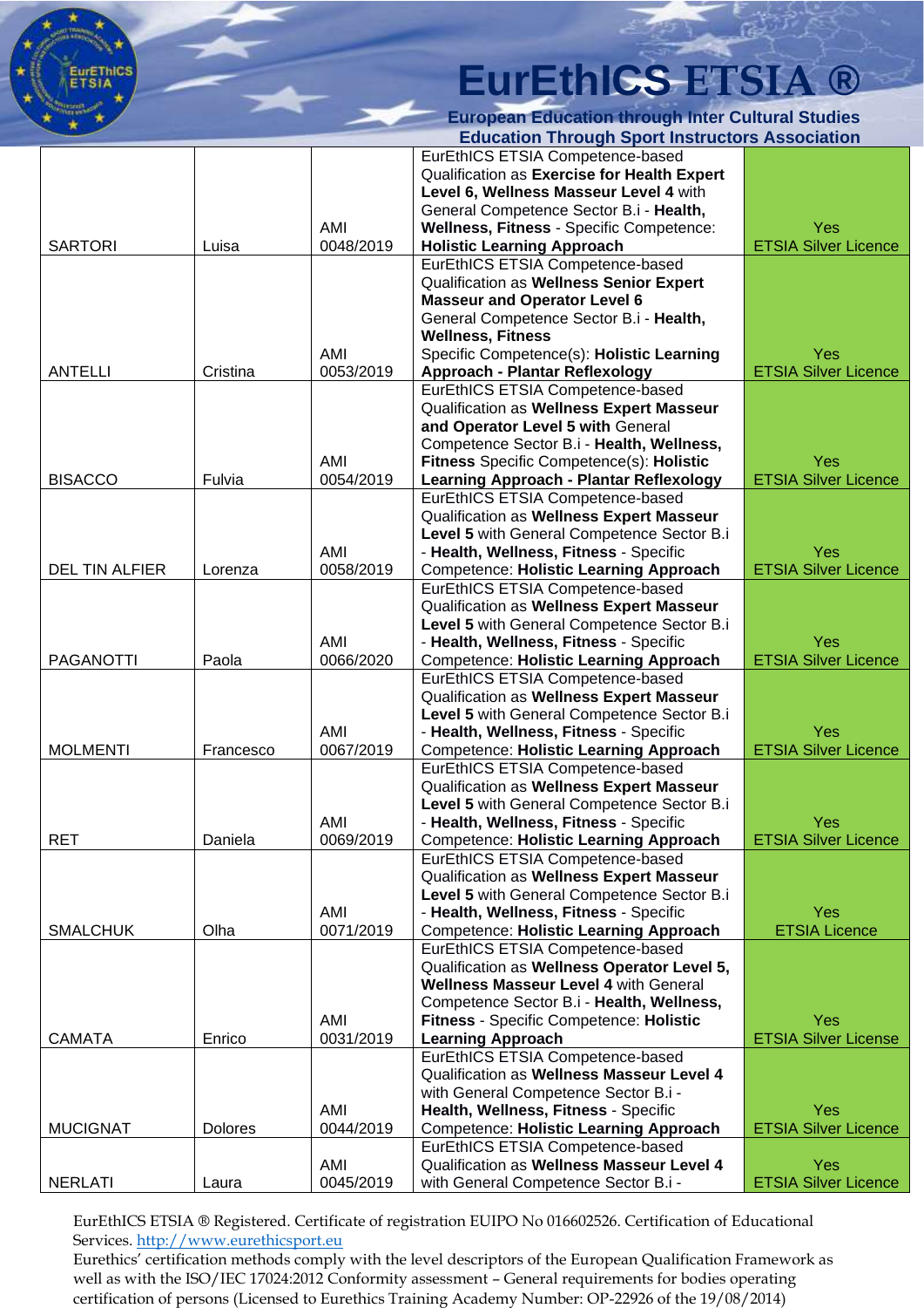| | | | | |
|---|---|---|---|---|
| SARTORI | Luisa | AMI 0048/2019 | EurEthICS ETSIA Competence-based Qualification as **Exercise for Health Expert Level 6, Wellness Masseur Level 4** with General Competence Sector B.i - **Health, Wellness, Fitness** - Specific Competence: **Holistic Learning Approach** | Yes ETSIA Silver Licence |
| ANTELLI | Cristina | AMI 0053/2019 | EurEthICS ETSIA Competence-based Qualification as **Wellness Senior Expert Masseur and Operator Level 6** General Competence Sector B.i - **Health, Wellness, Fitness** Specific Competence(s): **Holistic Learning Approach - Plantar Reflexology** | Yes ETSIA Silver Licence |
| BISACCO | Fulvia | AMI 0054/2019 | EurEthICS ETSIA Competence-based Qualification as **Wellness Expert Masseur and Operator Level 5 with** General Competence Sector B.i - **Health, Wellness, Fitness** Specific Competence(s): **Holistic Learning Approach - Plantar Reflexology** | Yes ETSIA Silver Licence |
| DEL TIN ALFIER | Lorenza | AMI 0058/2019 | EurEthICS ETSIA Competence-based Qualification as **Wellness Expert Masseur Level 5** with General Competence Sector B.i - **Health, Wellness, Fitness** - Specific Competence: **Holistic Learning Approach** | Yes ETSIA Silver Licence |
| PAGANOTTI | Paola | AMI 0066/2020 | EurEthICS ETSIA Competence-based Qualification as **Wellness Expert Masseur Level 5** with General Competence Sector B.i - **Health, Wellness, Fitness** - Specific Competence: **Holistic Learning Approach** | Yes ETSIA Silver Licence |
| MOLMENTI | Francesco | AMI 0067/2019 | EurEthICS ETSIA Competence-based Qualification as **Wellness Expert Masseur Level 5** with General Competence Sector B.i - **Health, Wellness, Fitness** - Specific Competence: **Holistic Learning Approach** | Yes ETSIA Silver Licence |
| RET | Daniela | AMI 0069/2019 | EurEthICS ETSIA Competence-based Qualification as **Wellness Expert Masseur Level 5** with General Competence Sector B.i - **Health, Wellness, Fitness** - Specific Competence: **Holistic Learning Approach** | Yes ETSIA Silver Licence |
| SMALCHUK | Olha | AMI 0071/2019 | EurEthICS ETSIA Competence-based Qualification as **Wellness Expert Masseur Level 5** with General Competence Sector B.i - **Health, Wellness, Fitness** - Specific Competence: **Holistic Learning Approach** | Yes ETSIA Licence |
| CAMATA | Enrico | AMI 0031/2019 | EurEthICS ETSIA Competence-based Qualification as **Wellness Operator Level 5, Wellness Masseur Level 4** with General Competence Sector B.i - **Health, Wellness, Fitness** - Specific Competence: **Holistic Learning Approach** | Yes ETSIA Silver License |
| MUCIGNAT | Dolores | AMI 0044/2019 | EurEthICS ETSIA Competence-based Qualification as **Wellness Masseur Level 4** with General Competence Sector B.i - **Health, Wellness, Fitness** - Specific Competence: **Holistic Learning Approach** | Yes ETSIA Silver Licence |
| NERLATI | Laura | AMI 0045/2019 | EurEthICS ETSIA Competence-based Qualification as **Wellness Masseur Level 4** with General Competence Sector B.i - | Yes ETSIA Silver Licence |

EurEthICS ETSIA ® Registered. Certificate of registration EUIPO No 016602526. Certification of Educational Services. http://www.eurethicsport.eu
Eurethics' certification methods comply with the level descriptors of the European Qualification Framework as well as with the ISO/IEC 17024:2012 Conformity assessment – General requirements for bodies operating certification of persons (Licensed to Eurethics Training Academy Number: OP-22926 of the 19/08/2014)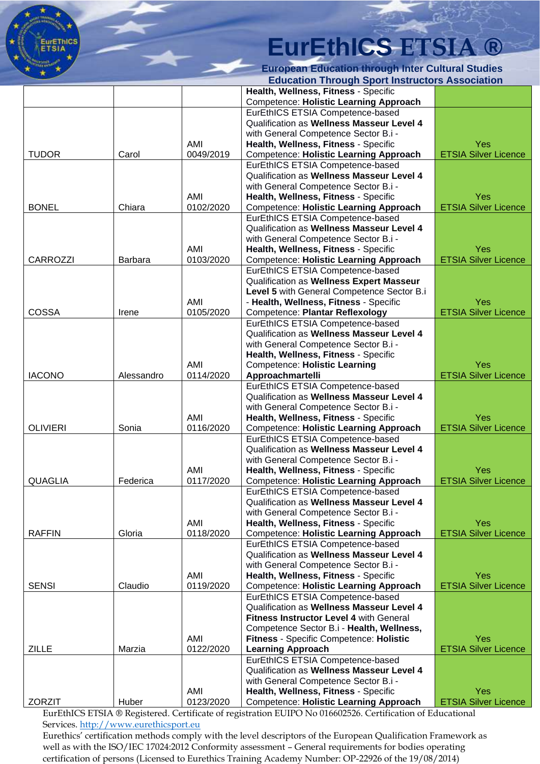| | | | Health, Wellness, Fitness - Specific Competence: **Holistic Learning Approach** | |
|---|---|---|---|---|
| TUDOR | Carol | AMI 0049/2019 | EurEthICS ETSIA Competence-based Qualification as **Wellness Masseur Level 4** with General Competence Sector B.i - **Health, Wellness, Fitness** - Specific Competence: **Holistic Learning Approach** | Yes ETSIA Silver Licence |
| BONEL | Chiara | AMI 0102/2020 | EurEthICS ETSIA Competence-based Qualification as **Wellness Masseur Level 4** with General Competence Sector B.i - **Health, Wellness, Fitness** - Specific Competence: **Holistic Learning Approach** | Yes ETSIA Silver Licence |
| CARROZZI | Barbara | AMI 0103/2020 | EurEthICS ETSIA Competence-based Qualification as **Wellness Masseur Level 4** with General Competence Sector B.i - **Health, Wellness, Fitness** - Specific Competence: **Holistic Learning Approach** | Yes ETSIA Silver Licence |
| COSSA | Irene | AMI 0105/2020 | EurEthICS ETSIA Competence-based Qualification as **Wellness Expert Masseur Level 5** with General Competence Sector B.i - **Health, Wellness, Fitness** - Specific Competence: **Plantar Reflexology** | Yes ETSIA Silver Licence |
| IACONO | Alessandro | AMI 0114/2020 | EurEthICS ETSIA Competence-based Qualification as **Wellness Masseur Level 4** with General Competence Sector B.i - **Health, Wellness, Fitness** - Specific Competence: **Holistic Learning Approachmartelli** | Yes ETSIA Silver Licence |
| OLIVIERI | Sonia | AMI 0116/2020 | EurEthICS ETSIA Competence-based Qualification as **Wellness Masseur Level 4** with General Competence Sector B.i - **Health, Wellness, Fitness** - Specific Competence: **Holistic Learning Approach** | Yes ETSIA Silver Licence |
| QUAGLIA | Federica | AMI 0117/2020 | EurEthICS ETSIA Competence-based Qualification as **Wellness Masseur Level 4** with General Competence Sector B.i - **Health, Wellness, Fitness** - Specific Competence: **Holistic Learning Approach** | Yes ETSIA Silver Licence |
| RAFFIN | Gloria | AMI 0118/2020 | EurEthICS ETSIA Competence-based Qualification as **Wellness Masseur Level 4** with General Competence Sector B.i - **Health, Wellness, Fitness** - Specific Competence: **Holistic Learning Approach** | Yes ETSIA Silver Licence |
| SENSI | Claudio | AMI 0119/2020 | EurEthICS ETSIA Competence-based Qualification as **Wellness Masseur Level 4** with General Competence Sector B.i - **Health, Wellness, Fitness** - Specific Competence: **Holistic Learning Approach** | Yes ETSIA Silver Licence |
| ZILLE | Marzia | AMI 0122/2020 | EurEthICS ETSIA Competence-based Qualification as **Wellness Masseur Level 4** **Fitness Instructor Level 4** with General Competence Sector B.i - **Health, Wellness, Fitness** - Specific Competence: **Holistic Learning Approach** | Yes ETSIA Silver Licence |
| ZORZIT | Huber | AMI 0123/2020 | EurEthICS ETSIA Competence-based Qualification as **Wellness Masseur Level 4** with General Competence Sector B.i - **Health, Wellness, Fitness** - Specific Competence: **Holistic Learning Approach** | Yes ETSIA Silver Licence |

EurEthICS ETSIA ® Registered. Certificate of registration EUIPO No 016602526. Certification of Educational Services. http://www.eurethicsport.eu

Eurethics' certification methods comply with the level descriptors of the European Qualification Framework as well as with the ISO/IEC 17024:2012 Conformity assessment – General requirements for bodies operating certification of persons (Licensed to Eurethics Training Academy Number: OP-22926 of the 19/08/2014)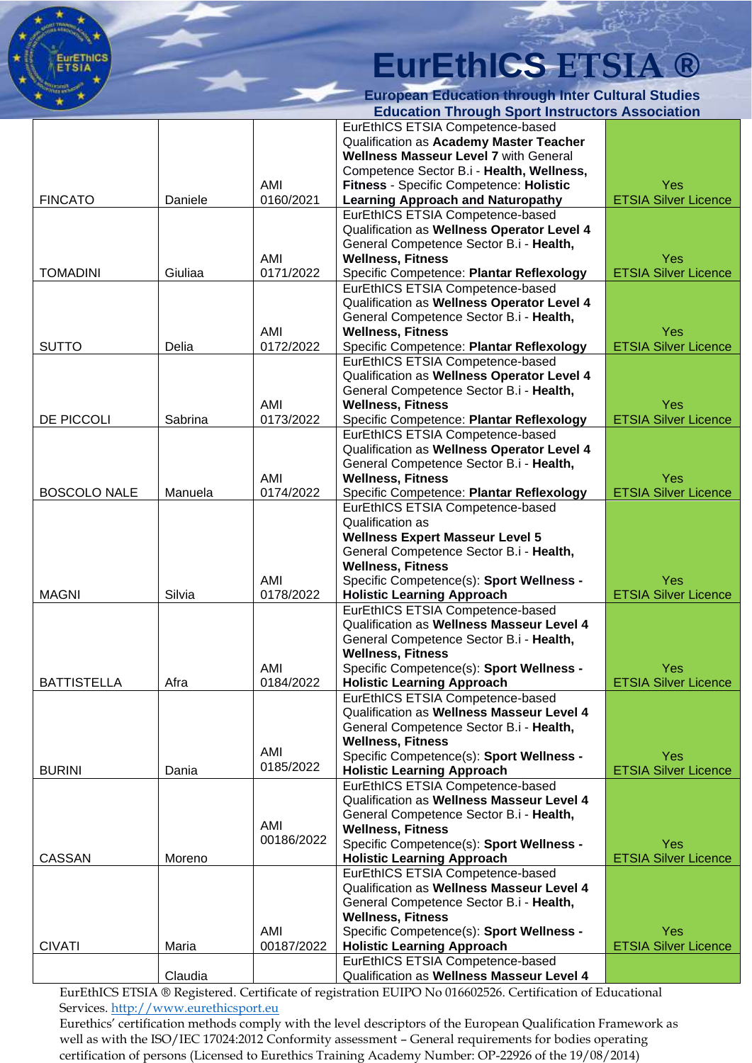| | | | | |
|---|---|---|---|---|
| FINCATO | Daniele | AMI 0160/2021 | EurEthICS ETSIA Competence-based Qualification as **Academy Master Teacher Wellness Masseur Level 7** with General Competence Sector B.i - **Health, Wellness, Fitness** - Specific Competence: **Holistic Learning Approach and Naturopathy** | Yes ETSIA Silver Licence |
| TOMADINI | Giuliaa | AMI 0171/2022 | EurEthICS ETSIA Competence-based Qualification as **Wellness Operator Level 4** General Competence Sector B.i - **Health, Wellness, Fitness** Specific Competence: **Plantar Reflexology** | Yes ETSIA Silver Licence |
| SUTTO | Delia | AMI 0172/2022 | EurEthICS ETSIA Competence-based Qualification as **Wellness Operator Level 4** General Competence Sector B.i - **Health, Wellness, Fitness** Specific Competence: **Plantar Reflexology** | Yes ETSIA Silver Licence |
| DE PICCOLI | Sabrina | AMI 0173/2022 | EurEthICS ETSIA Competence-based Qualification as **Wellness Operator Level 4** General Competence Sector B.i - **Health, Wellness, Fitness** Specific Competence: **Plantar Reflexology** | Yes ETSIA Silver Licence |
| BOSCOLO NALE | Manuela | AMI 0174/2022 | EurEthICS ETSIA Competence-based Qualification as **Wellness Operator Level 4** General Competence Sector B.i - **Health, Wellness, Fitness** Specific Competence: **Plantar Reflexology** | Yes ETSIA Silver Licence |
| MAGNI | Silvia | AMI 0178/2022 | EurEthICS ETSIA Competence-based Qualification as **Wellness Expert Masseur Level 5** General Competence Sector B.i - **Health, Wellness, Fitness** Specific Competence(s): **Sport Wellness - Holistic Learning Approach** | Yes ETSIA Silver Licence |
| BATTISTELLA | Afra | AMI 0184/2022 | EurEthICS ETSIA Competence-based Qualification as **Wellness Masseur Level 4** General Competence Sector B.i - **Health, Wellness, Fitness** Specific Competence(s): **Sport Wellness - Holistic Learning Approach** | Yes ETSIA Silver Licence |
| BURINI | Dania | AMI 0185/2022 | EurEthICS ETSIA Competence-based Qualification as **Wellness Masseur Level 4** General Competence Sector B.i - **Health, Wellness, Fitness** Specific Competence(s): **Sport Wellness - Holistic Learning Approach** | Yes ETSIA Silver Licence |
| CASSAN | Moreno | AMI 00186/2022 | EurEthICS ETSIA Competence-based Qualification as **Wellness Masseur Level 4** General Competence Sector B.i - **Health, Wellness, Fitness** Specific Competence(s): **Sport Wellness - Holistic Learning Approach** | Yes ETSIA Silver Licence |
| CIVATI | Maria | AMI 00187/2022 | EurEthICS ETSIA Competence-based Qualification as **Wellness Masseur Level 4** General Competence Sector B.i - **Health, Wellness, Fitness** Specific Competence(s): **Sport Wellness - Holistic Learning Approach** | Yes ETSIA Silver Licence |
| | Claudia | | EurEthICS ETSIA Competence-based Qualification as **Wellness Masseur Level 4** | |

EurEthICS ETSIA ® Registered. Certificate of registration EUIPO No 016602526. Certification of Educational Services. http://www.eurethicsport.eu

Eurethics' certification methods comply with the level descriptors of the European Qualification Framework as well as with the ISO/IEC 17024:2012 Conformity assessment – General requirements for bodies operating certification of persons (Licensed to Eurethics Training Academy Number: OP-22926 of the 19/08/2014)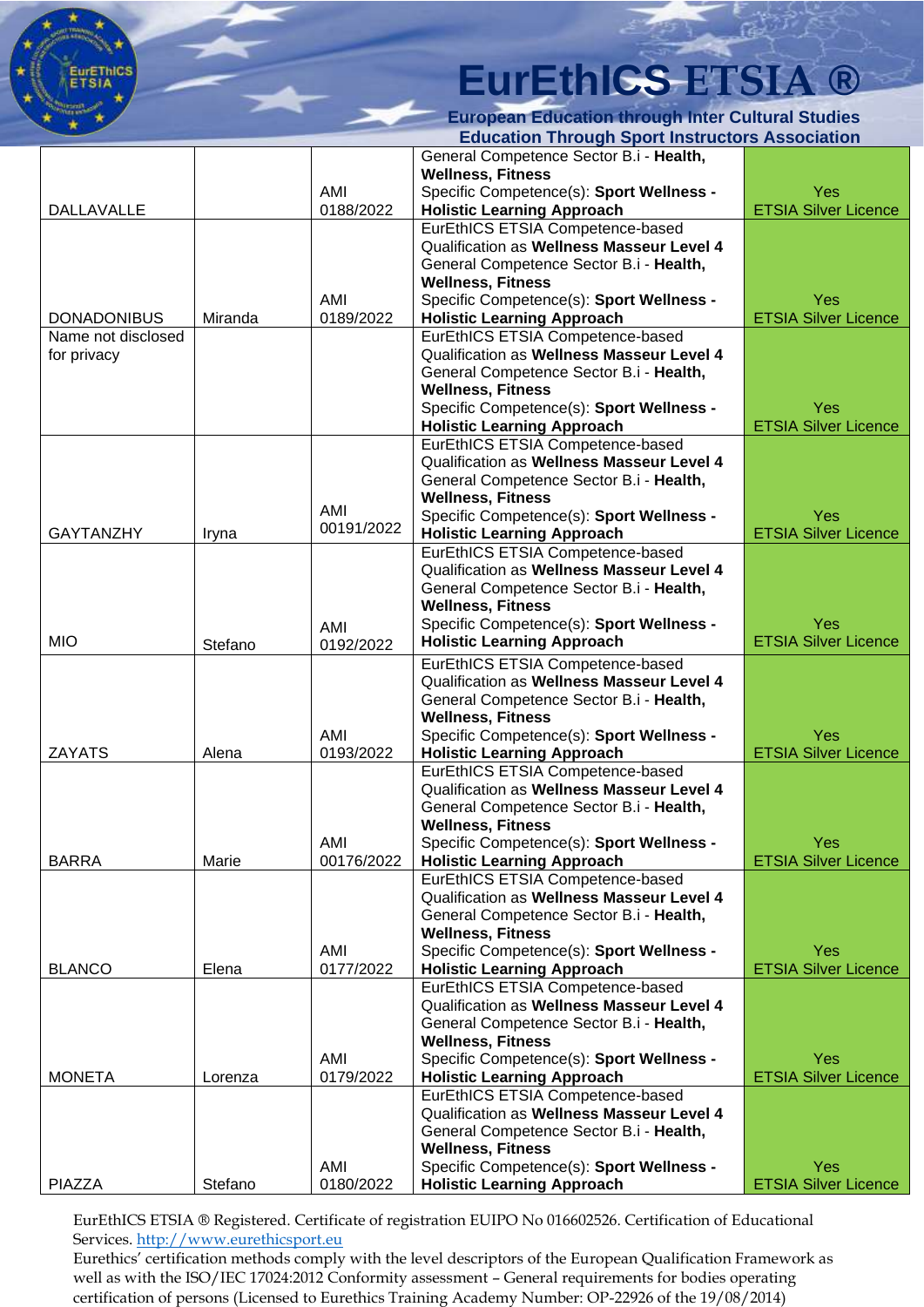| | | | | |
|---|---|---|---|---|
| DALLAVALLE | | AMI 0188/2022 | General Competence Sector B.i - **Health, Wellness, Fitness** Specific Competence(s): **Sport Wellness - Holistic Learning Approach** | Yes ETSIA Silver Licence |
| DONADONIBUS | Miranda | AMI 0189/2022 | EurEthICS ETSIA Competence-based Qualification as **Wellness Masseur Level 4** General Competence Sector B.i - **Health, Wellness, Fitness** Specific Competence(s): **Sport Wellness - Holistic Learning Approach** | Yes ETSIA Silver Licence |
| Name not disclosed for privacy | | | EurEthICS ETSIA Competence-based Qualification as **Wellness Masseur Level 4** General Competence Sector B.i - **Health, Wellness, Fitness** Specific Competence(s): **Sport Wellness - Holistic Learning Approach** | Yes ETSIA Silver Licence |
| GAYTANZHY | Iryna | AMI 00191/2022 | EurEthICS ETSIA Competence-based Qualification as **Wellness Masseur Level 4** General Competence Sector B.i - **Health, Wellness, Fitness** Specific Competence(s): **Sport Wellness - Holistic Learning Approach** | Yes ETSIA Silver Licence |
| MIO | Stefano | AMI 0192/2022 | EurEthICS ETSIA Competence-based Qualification as **Wellness Masseur Level 4** General Competence Sector B.i - **Health, Wellness, Fitness** Specific Competence(s): **Sport Wellness - Holistic Learning Approach** | Yes ETSIA Silver Licence |
| ZAYATS | Alena | AMI 0193/2022 | EurEthICS ETSIA Competence-based Qualification as **Wellness Masseur Level 4** General Competence Sector B.i - **Health, Wellness, Fitness** Specific Competence(s): **Sport Wellness - Holistic Learning Approach** | Yes ETSIA Silver Licence |
| BARRA | Marie | AMI 00176/2022 | EurEthICS ETSIA Competence-based Qualification as **Wellness Masseur Level 4** General Competence Sector B.i - **Health, Wellness, Fitness** Specific Competence(s): **Sport Wellness - Holistic Learning Approach** | Yes ETSIA Silver Licence |
| BLANCO | Elena | AMI 0177/2022 | EurEthICS ETSIA Competence-based Qualification as **Wellness Masseur Level 4** General Competence Sector B.i - **Health, Wellness, Fitness** Specific Competence(s): **Sport Wellness - Holistic Learning Approach** | Yes ETSIA Silver Licence |
| MONETA | Lorenza | AMI 0179/2022 | EurEthICS ETSIA Competence-based Qualification as **Wellness Masseur Level 4** General Competence Sector B.i - **Health, Wellness, Fitness** Specific Competence(s): **Sport Wellness - Holistic Learning Approach** | Yes ETSIA Silver Licence |
| PIAZZA | Stefano | AMI 0180/2022 | EurEthICS ETSIA Competence-based Qualification as **Wellness Masseur Level 4** General Competence Sector B.i - **Health, Wellness, Fitness** Specific Competence(s): **Sport Wellness - Holistic Learning Approach** | Yes ETSIA Silver Licence |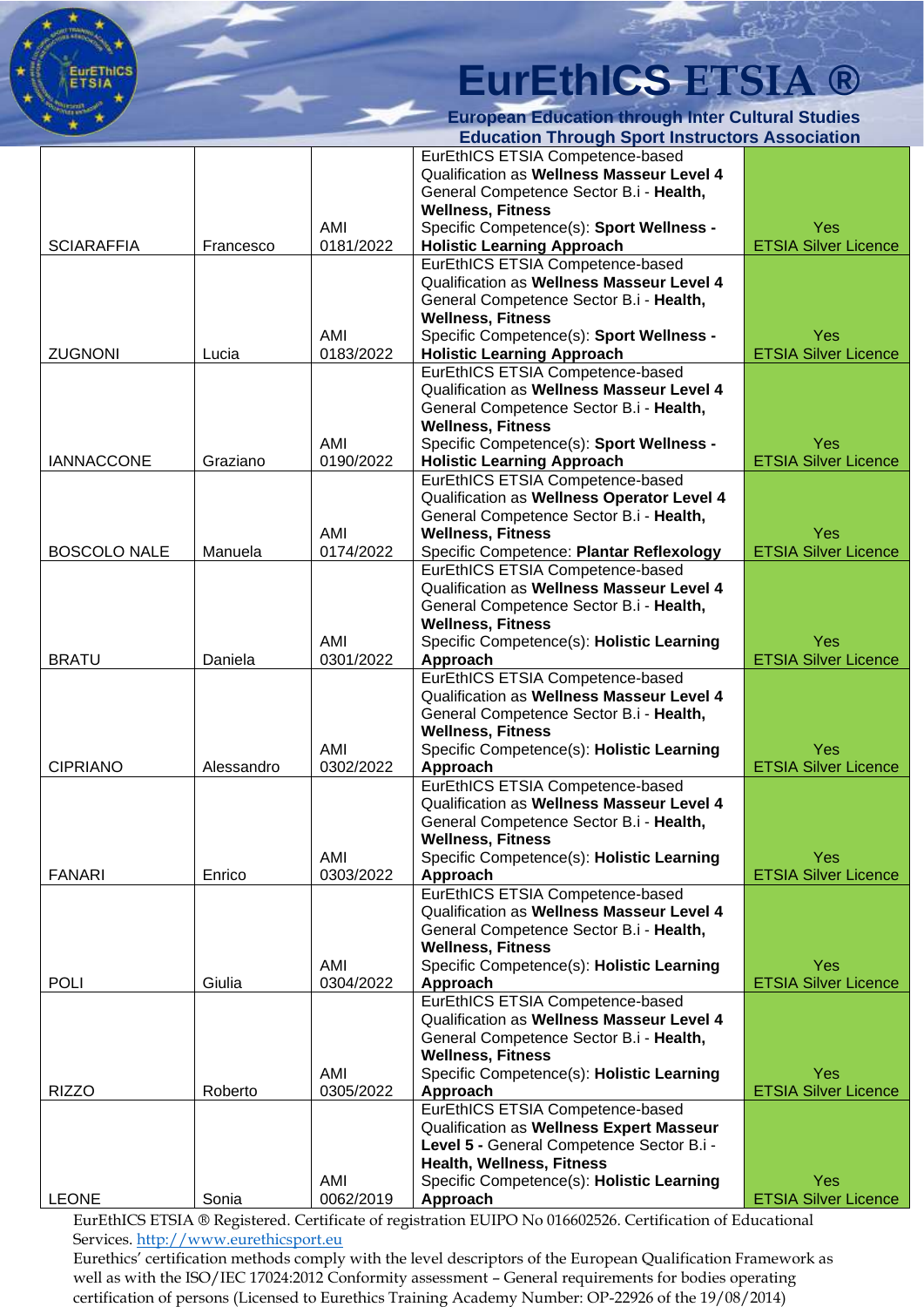| | | | | |
|---|---|---|---|---|
| SCIARAFFIA | Francesco | AMI 0181/2022 | EurEthICS ETSIA Competence-based Qualification as **Wellness Masseur Level 4** General Competence Sector B.i - **Health, Wellness, Fitness** Specific Competence(s): **Sport Wellness - Holistic Learning Approach** | Yes ETSIA Silver Licence |
| ZUGNONI | Lucia | AMI 0183/2022 | EurEthICS ETSIA Competence-based Qualification as **Wellness Masseur Level 4** General Competence Sector B.i - **Health, Wellness, Fitness** Specific Competence(s): **Sport Wellness - Holistic Learning Approach** | Yes ETSIA Silver Licence |
| IANNACCONE | Graziano | AMI 0190/2022 | EurEthICS ETSIA Competence-based Qualification as **Wellness Masseur Level 4** General Competence Sector B.i - **Health, Wellness, Fitness** Specific Competence(s): **Sport Wellness - Holistic Learning Approach** | Yes ETSIA Silver Licence |
| BOSCOLO NALE | Manuela | AMI 0174/2022 | EurEthICS ETSIA Competence-based Qualification as **Wellness Operator Level 4** General Competence Sector B.i - **Health, Wellness, Fitness** Specific Competence: **Plantar Reflexology** | Yes ETSIA Silver Licence |
| BRATU | Daniela | AMI 0301/2022 | EurEthICS ETSIA Competence-based Qualification as **Wellness Masseur Level 4** General Competence Sector B.i - **Health, Wellness, Fitness** Specific Competence(s): **Holistic Learning Approach** | Yes ETSIA Silver Licence |
| CIPRIANO | Alessandro | AMI 0302/2022 | EurEthICS ETSIA Competence-based Qualification as **Wellness Masseur Level 4** General Competence Sector B.i - **Health, Wellness, Fitness** Specific Competence(s): **Holistic Learning Approach** | Yes ETSIA Silver Licence |
| FANARI | Enrico | AMI 0303/2022 | EurEthICS ETSIA Competence-based Qualification as **Wellness Masseur Level 4** General Competence Sector B.i - **Health, Wellness, Fitness** Specific Competence(s): **Holistic Learning Approach** | Yes ETSIA Silver Licence |
| POLI | Giulia | AMI 0304/2022 | EurEthICS ETSIA Competence-based Qualification as **Wellness Masseur Level 4** General Competence Sector B.i - **Health, Wellness, Fitness** Specific Competence(s): **Holistic Learning Approach** | Yes ETSIA Silver Licence |
| RIZZO | Roberto | AMI 0305/2022 | EurEthICS ETSIA Competence-based Qualification as **Wellness Masseur Level 4** General Competence Sector B.i - **Health, Wellness, Fitness** Specific Competence(s): **Holistic Learning Approach** | Yes ETSIA Silver Licence |
| LEONE | Sonia | AMI 0062/2019 | EurEthICS ETSIA Competence-based Qualification as **Wellness Expert Masseur Level 5 -** General Competence Sector B.i - **Health, Wellness, Fitness** Specific Competence(s): **Holistic Learning Approach** | Yes ETSIA Silver Licence |

EurEthICS ETSIA ® Registered. Certificate of registration EUIPO No 016602526. Certification of Educational Services. http://www.eurethicsport.eu

Eurethics' certification methods comply with the level descriptors of the European Qualification Framework as well as with the ISO/IEC 17024:2012 Conformity assessment – General requirements for bodies operating certification of persons (Licensed to Eurethics Training Academy Number: OP-22926 of the 19/08/2014)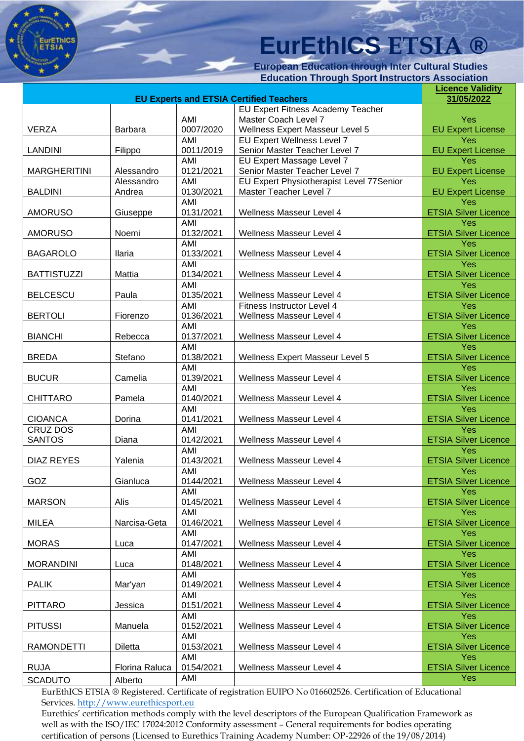# EurEthICS ETSIA ®

**European Education through Inter Cultural Studies**
**Education Through Sport Instructors Association**

| EU Experts and ETSIA Certified Teachers | | | | Licence Validity 31/05/2022 |
|---|---|---|---|---|
| VERZA | Barbara | AMI 0007/2020 | EU Expert Fitness Academy Teacher Master Coach Level 7 Wellness Expert Masseur Level 5 | Yes EU Expert License |
| LANDINI | Filippo | AMI 0011/2019 | EU Expert Wellness Level 7 Senior Master Teacher Level 7 | Yes EU Expert License |
| MARGHERITINI | Alessandro | AMI 0121/2021 | EU Expert Massage Level 7 Senior Master Teacher Level 7 | Yes EU Expert License |
| BALDINI | Alessandro Andrea | AMI 0130/2021 | EU Expert Physiotherapist Level 77Senior Master Teacher Level 7 | Yes EU Expert License |
| AMORUSO | Giuseppe | AMI 0131/2021 | Wellness Masseur Level 4 | Yes ETSIA Silver Licence |
| AMORUSO | Noemi | AMI 0132/2021 | Wellness Masseur Level 4 | Yes ETSIA Silver Licence |
| BAGAROLO | Ilaria | AMI 0133/2021 | Wellness Masseur Level 4 | Yes ETSIA Silver Licence |
| BATTISTUZZI | Mattia | AMI 0134/2021 | Wellness Masseur Level 4 | Yes ETSIA Silver Licence |
| BELCESCU | Paula | AMI 0135/2021 | Wellness Masseur Level 4 | Yes ETSIA Silver Licence |
| BERTOLI | Fiorenzo | AMI 0136/2021 | Fitness Instructor Level 4 Wellness Masseur Level 4 | Yes ETSIA Silver Licence |
| BIANCHI | Rebecca | AMI 0137/2021 | Wellness Masseur Level 4 | Yes ETSIA Silver Licence |
| BREDA | Stefano | AMI 0138/2021 | Wellness Expert Masseur Level 5 | Yes ETSIA Silver Licence |
| BUCUR | Camelia | AMI 0139/2021 | Wellness Masseur Level 4 | Yes ETSIA Silver Licence |
| CHITTARO | Pamela | AMI 0140/2021 | Wellness Masseur Level 4 | Yes ETSIA Silver Licence |
| CIOANCA | Dorina | AMI 0141/2021 | Wellness Masseur Level 4 | Yes ETSIA Silver Licence |
| CRUZ DOS SANTOS | Diana | AMI 0142/2021 | Wellness Masseur Level 4 | Yes ETSIA Silver Licence |
| DIAZ REYES | Yalenia | AMI 0143/2021 | Wellness Masseur Level 4 | Yes ETSIA Silver Licence |
| GOZ | Gianluca | AMI 0144/2021 | Wellness Masseur Level 4 | Yes ETSIA Silver Licence |
| MARSON | Alis | AMI 0145/2021 | Wellness Masseur Level 4 | Yes ETSIA Silver Licence |
| MILEA | Narcisa-Geta | AMI 0146/2021 | Wellness Masseur Level 4 | Yes ETSIA Silver Licence |
| MORAS | Luca | AMI 0147/2021 | Wellness Masseur Level 4 | Yes ETSIA Silver Licence |
| MORANDINI | Luca | AMI 0148/2021 | Wellness Masseur Level 4 | Yes ETSIA Silver Licence |
| PALIK | Mar'yan | AMI 0149/2021 | Wellness Masseur Level 4 | Yes ETSIA Silver Licence |
| PITTARO | Jessica | AMI 0151/2021 | Wellness Masseur Level 4 | Yes ETSIA Silver Licence |
| PITUSSI | Manuela | AMI 0152/2021 | Wellness Masseur Level 4 | Yes ETSIA Silver Licence |
| RAMONDETTI | Diletta | AMI 0153/2021 | Wellness Masseur Level 4 | Yes ETSIA Silver Licence |
| RUJA | Florina Raluca | AMI 0154/2021 | Wellness Masseur Level 4 | Yes ETSIA Silver Licence |
| SCADUTO | Alberto | AMI | | Yes |

EurEthICS ETSIA ® Registered. Certificate of registration EUIPO No 016602526. Certification of Educational Services. http://www.eurethicsport.eu

Eurethics' certification methods comply with the level descriptors of the European Qualification Framework as well as with the ISO/IEC 17024:2012 Conformity assessment – General requirements for bodies operating certification of persons (Licensed to Eurethics Training Academy Number: OP-22926 of the 19/08/2014)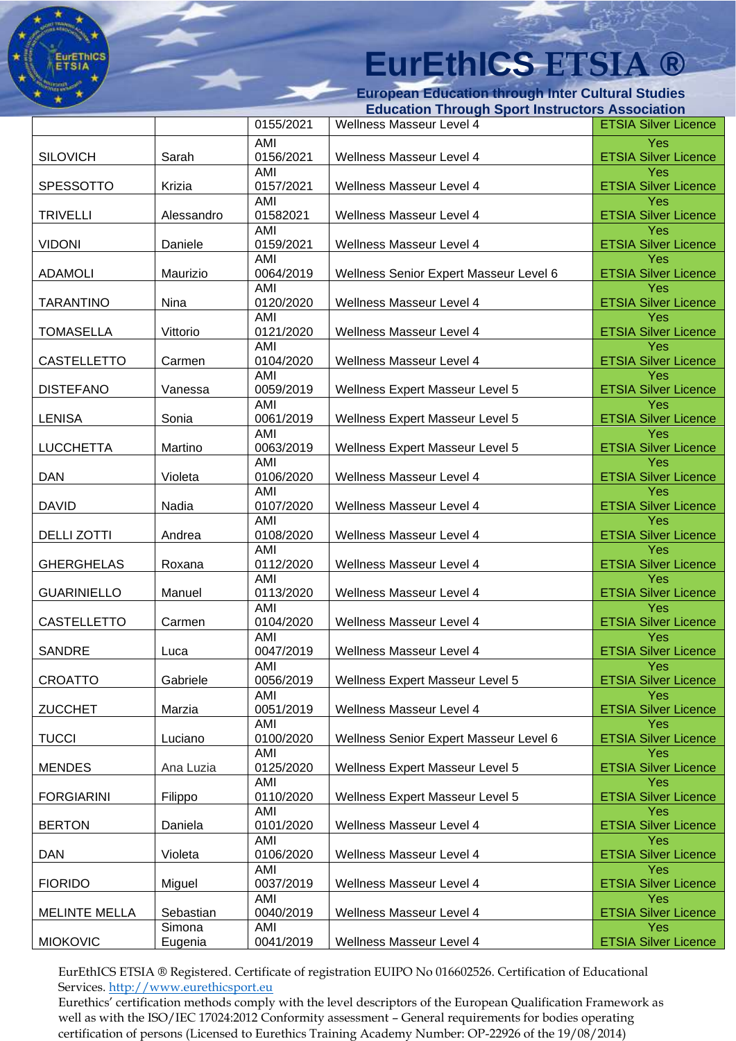| | | 0155/2021 | Wellness Masseur Level 4 | ETSIA Silver Licence |
|---|---|---|---|---|
| SILOVICH | Sarah | AMI 0156/2021 | Wellness Masseur Level 4 | Yes ETSIA Silver Licence |
| SPESSOTTO | Krizia | AMI 0157/2021 | Wellness Masseur Level 4 | Yes ETSIA Silver Licence |
| TRIVELLI | Alessandro | AMI 01582021 | Wellness Masseur Level 4 | Yes ETSIA Silver Licence |
| VIDONI | Daniele | AMI 0159/2021 | Wellness Masseur Level 4 | Yes ETSIA Silver Licence |
| ADAMOLI | Maurizio | AMI 0064/2019 | Wellness Senior Expert Masseur Level 6 | Yes ETSIA Silver Licence |
| TARANTINO | Nina | AMI 0120/2020 | Wellness Masseur Level 4 | Yes ETSIA Silver Licence |
| TOMASELLA | Vittorio | AMI 0121/2020 | Wellness Masseur Level 4 | Yes ETSIA Silver Licence |
| CASTELLETTO | Carmen | AMI 0104/2020 | Wellness Masseur Level 4 | Yes ETSIA Silver Licence |
| DISTEFANO | Vanessa | AMI 0059/2019 | Wellness Expert Masseur Level 5 | Yes ETSIA Silver Licence |
| LENISA | Sonia | AMI 0061/2019 | Wellness Expert Masseur Level 5 | Yes ETSIA Silver Licence |
| LUCCHETTA | Martino | AMI 0063/2019 | Wellness Expert Masseur Level 5 | Yes ETSIA Silver Licence |
| DAN | Violeta | AMI 0106/2020 | Wellness Masseur Level 4 | Yes ETSIA Silver Licence |
| DAVID | Nadia | AMI 0107/2020 | Wellness Masseur Level 4 | Yes ETSIA Silver Licence |
| DELLI ZOTTI | Andrea | AMI 0108/2020 | Wellness Masseur Level 4 | Yes ETSIA Silver Licence |
| GHERGHELAS | Roxana | AMI 0112/2020 | Wellness Masseur Level 4 | Yes ETSIA Silver Licence |
| GUARINIELLO | Manuel | AMI 0113/2020 | Wellness Masseur Level 4 | Yes ETSIA Silver Licence |
| CASTELLETTO | Carmen | AMI 0104/2020 | Wellness Masseur Level 4 | Yes ETSIA Silver Licence |
| SANDRE | Luca | AMI 0047/2019 | Wellness Masseur Level 4 | Yes ETSIA Silver Licence |
| CROATTO | Gabriele | AMI 0056/2019 | Wellness Expert Masseur Level 5 | Yes ETSIA Silver Licence |
| ZUCCHET | Marzia | AMI 0051/2019 | Wellness Masseur Level 4 | Yes ETSIA Silver Licence |
| TUCCI | Luciano | AMI 0100/2020 | Wellness Senior Expert Masseur Level 6 | Yes ETSIA Silver Licence |
| MENDES | Ana Luzia | AMI 0125/2020 | Wellness Expert Masseur Level 5 | Yes ETSIA Silver Licence |
| FORGIARINI | Filippo | AMI 0110/2020 | Wellness Expert Masseur Level 5 | Yes ETSIA Silver Licence |
| BERTON | Daniela | AMI 0101/2020 | Wellness Masseur Level 4 | Yes ETSIA Silver Licence |
| DAN | Violeta | AMI 0106/2020 | Wellness Masseur Level 4 | Yes ETSIA Silver Licence |
| FIORIDO | Miguel | AMI 0037/2019 | Wellness Masseur Level 4 | Yes ETSIA Silver Licence |
| MELINTE MELLA | Sebastian | AMI 0040/2019 | Wellness Masseur Level 4 | Yes ETSIA Silver Licence |
| MIOKOVIC | Simona Eugenia | AMI 0041/2019 | Wellness Masseur Level 4 | Yes ETSIA Silver Licence |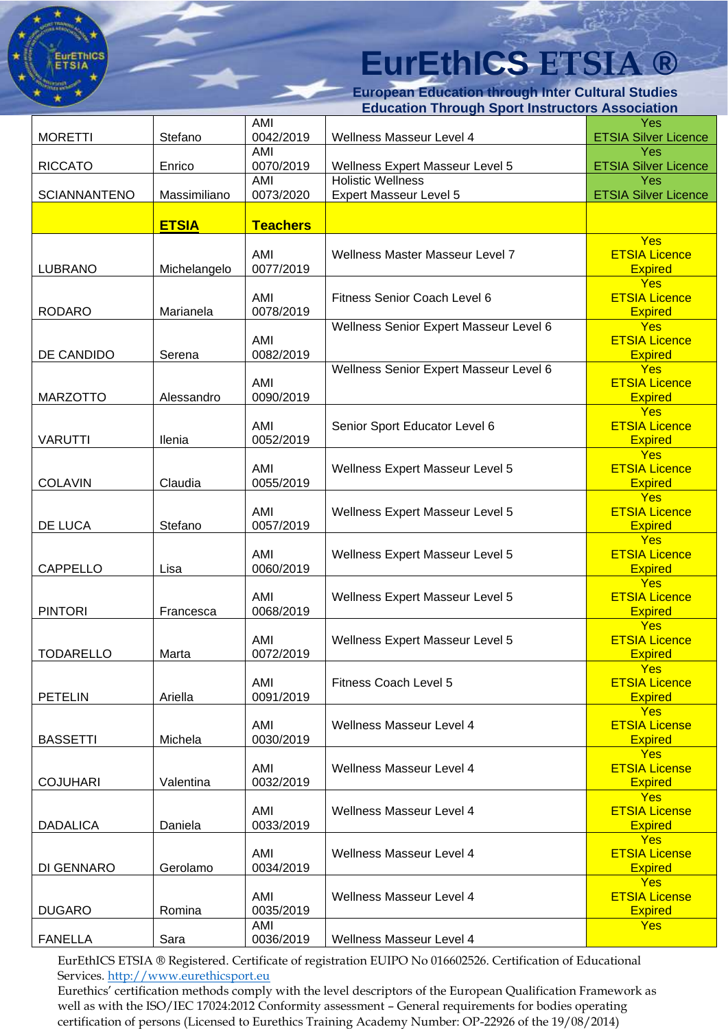| | | | | |
|---|---|---|---|---|
| MORETTI | Stefano | AMI 0042/2019 | Wellness Masseur Level 4 | Yes ETSIA Silver Licence |
| RICCATO | Enrico | AMI 0070/2019 | Wellness Expert Masseur Level 5 | Yes ETSIA Silver Licence |
| SCIANNANTENO | Massimiliano | AMI 0073/2020 | Holistic Wellness Expert Masseur Level 5 | Yes ETSIA Silver Licence |
| | **ETSIA** | **Teachers** | | |
| LUBRANO | Michelangelo | AMI 0077/2019 | Wellness Master Masseur Level 7 | Yes ETSIA Licence Expired |
| RODARO | Marianela | AMI 0078/2019 | Fitness Senior Coach Level 6 | Yes ETSIA Licence Expired |
| DE CANDIDO | Serena | AMI 0082/2019 | Wellness Senior Expert Masseur Level 6 | Yes ETSIA Licence Expired |
| MARZOTTO | Alessandro | AMI 0090/2019 | Wellness Senior Expert Masseur Level 6 | Yes ETSIA Licence Expired |
| VARUTTI | Ilenia | AMI 0052/2019 | Senior Sport Educator Level 6 | Yes ETSIA Licence Expired |
| COLAVIN | Claudia | AMI 0055/2019 | Wellness Expert Masseur Level 5 | Yes ETSIA Licence Expired |
| DE LUCA | Stefano | AMI 0057/2019 | Wellness Expert Masseur Level 5 | Yes ETSIA Licence Expired |
| CAPPELLO | Lisa | AMI 0060/2019 | Wellness Expert Masseur Level 5 | Yes ETSIA Licence Expired |
| PINTORI | Francesca | AMI 0068/2019 | Wellness Expert Masseur Level 5 | Yes ETSIA Licence Expired |
| TODARELLO | Marta | AMI 0072/2019 | Wellness Expert Masseur Level 5 | Yes ETSIA Licence Expired |
| PETELIN | Ariella | AMI 0091/2019 | Fitness Coach Level 5 | Yes ETSIA Licence Expired |
| BASSETTI | Michela | AMI 0030/2019 | Wellness Masseur Level 4 | Yes ETSIA License Expired |
| COJUHARI | Valentina | AMI 0032/2019 | Wellness Masseur Level 4 | Yes ETSIA License Expired |
| DADALICA | Daniela | AMI 0033/2019 | Wellness Masseur Level 4 | Yes ETSIA License Expired |
| DI GENNARO | Gerolamo | AMI 0034/2019 | Wellness Masseur Level 4 | Yes ETSIA License Expired |
| DUGARO | Romina | AMI 0035/2019 | Wellness Masseur Level 4 | Yes ETSIA License Expired |
| FANELLA | Sara | AMI 0036/2019 | Wellness Masseur Level 4 | Yes |

EurEthICS ETSIA ® Registered. Certificate of registration EUIPO No 016602526. Certification of Educational Services. http://www.eurethicsport.eu

Eurethics' certification methods comply with the level descriptors of the European Qualification Framework as well as with the ISO/IEC 17024:2012 Conformity assessment – General requirements for bodies operating certification of persons (Licensed to Eurethics Training Academy Number: OP-22926 of the 19/08/2014)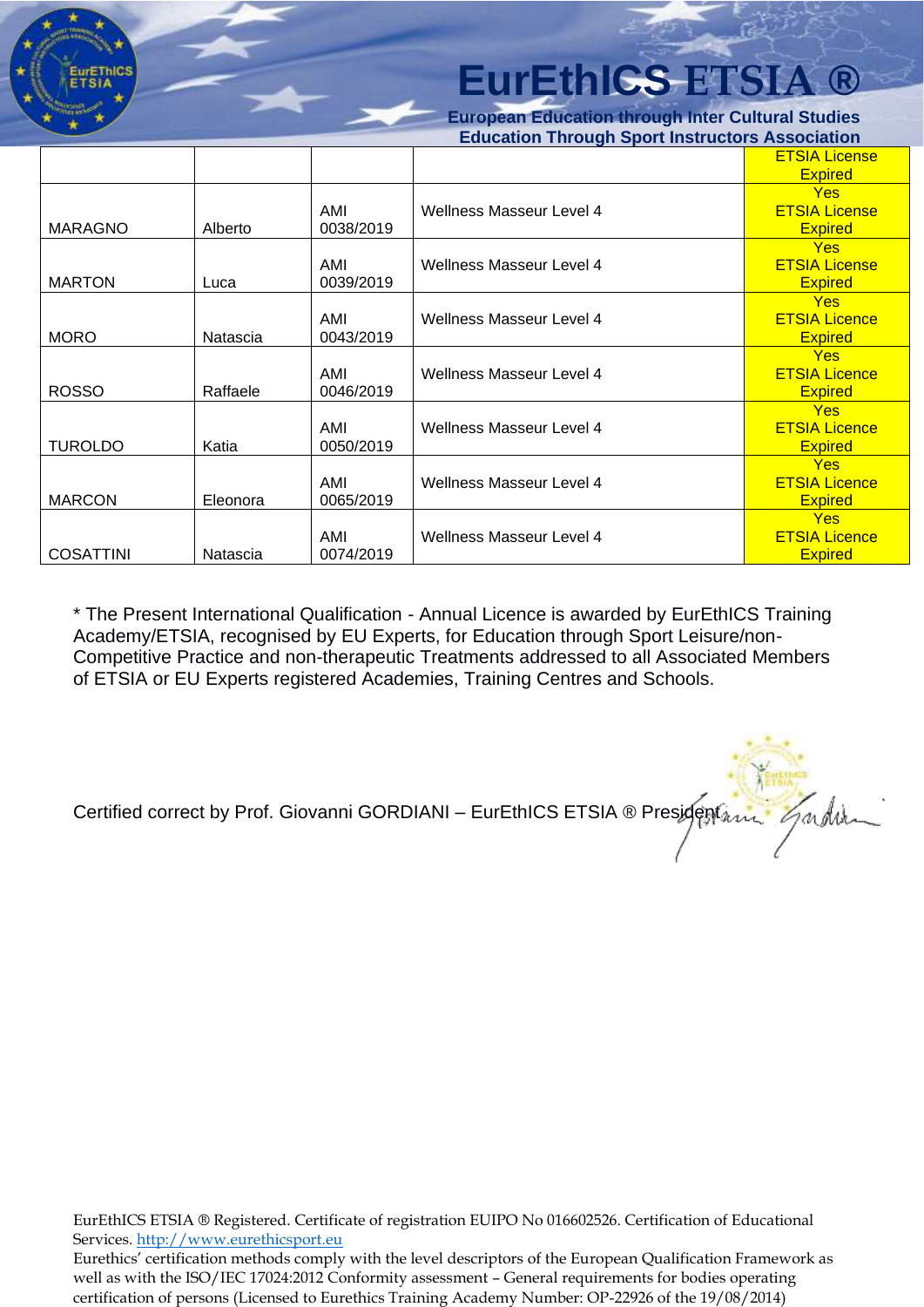| | | | | |
|---|---|---|---|---|
| | | | | ETSIA License Expired |
| MARAGNO | Alberto | AMI 0038/2019 | Wellness Masseur Level 4 | Yes ETSIA License Expired |
| MARTON | Luca | AMI 0039/2019 | Wellness Masseur Level 4 | Yes ETSIA License Expired |
| MORO | Natascia | AMI 0043/2019 | Wellness Masseur Level 4 | Yes ETSIA Licence Expired |
| ROSSO | Raffaele | AMI 0046/2019 | Wellness Masseur Level 4 | Yes ETSIA Licence Expired |
| TUROLDO | Katia | AMI 0050/2019 | Wellness Masseur Level 4 | Yes ETSIA Licence Expired |
| MARCON | Eleonora | AMI 0065/2019 | Wellness Masseur Level 4 | Yes ETSIA Licence Expired |
| COSATTINI | Natascia | AMI 0074/2019 | Wellness Masseur Level 4 | Yes ETSIA Licence Expired |

* The Present International Qualification - Annual Licence is awarded by EurEthICS Training Academy/ETSIA, recognised by EU Experts, for Education through Sport Leisure/non-Competitive Practice and non-therapeutic Treatments addressed to all Associated Members of ETSIA or EU Experts registered Academies, Training Centres and Schools.

Certified correct by Prof. Giovanni GORDIANI – EurEthICS ETSIA ® President

EurEthICS ETSIA ® Registered. Certificate of registration EUIPO No 016602526. Certification of Educational Services. http://www.eurethicsport.eu
Eurethics' certification methods comply with the level descriptors of the European Qualification Framework as well as with the ISO/IEC 17024:2012 Conformity assessment – General requirements for bodies operating certification of persons (Licensed to Eurethics Training Academy Number: OP-22926 of the 19/08/2014)